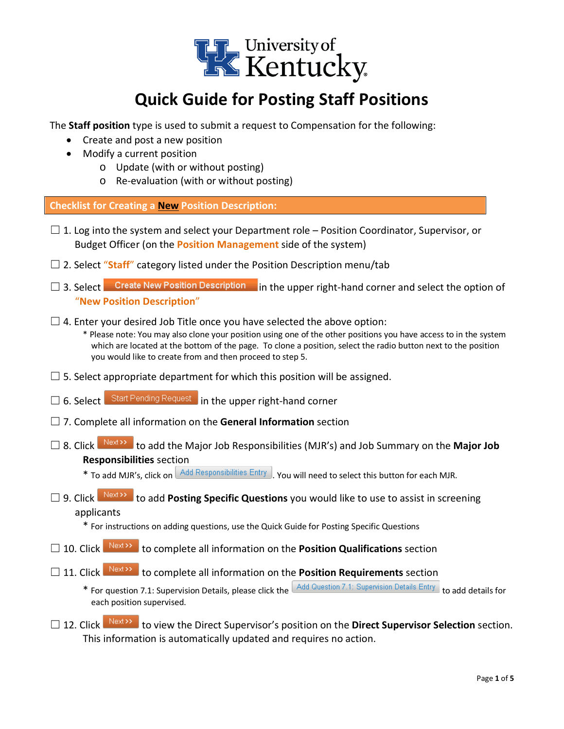# University of Kentucky

# Quick Guide for Posting Staff Positions

The **Staff position** type is used to submit a request to Compensation for the following:

- Create and post a new position
- Modify a current position
  - Update (with or without posting)
  - Re-evaluation (with or without posting)

## Checklist for Creating a New Position Description:

☐ 1. Log into the system and select your Department role – Position Coordinator, Supervisor, or Budget Officer (on the **Position Management** side of the system)

☐ 2. Select **"Staff"** category listed under the Position Description menu/tab

☐ 3. Select **Create New Position Description** in the upper right-hand corner and select the option of **"New Position Description"**

☐ 4. Enter your desired Job Title once you have selected the above option:
  * Please note: You may also clone your position using one of the other positions you have access to in the system which are located at the bottom of the page. To clone a position, select the radio button next to the position you would like to create from and then proceed to step 5.

☐ 5. Select appropriate department for which this position will be assigned.

☐ 6. Select **Start Pending Request** in the upper right-hand corner

☐ 7. Complete all information on the **General Information** section

☐ 8. Click **Next >>** to add the Major Job Responsibilities (MJR's) and Job Summary on the **Major Job Responsibilities** section
  * To add MJR's, click on **Add Responsibilities Entry**. You will need to select this button for each MJR.

☐ 9. Click **Next >>** to add **Posting Specific Questions** you would like to use to assist in screening applicants
  * For instructions on adding questions, use the Quick Guide for Posting Specific Questions

☐ 10. Click **Next >>** to complete all information on the **Position Qualifications** section

☐ 11. Click **Next >>** to complete all information on the **Position Requirements** section
  * For question 7.1: Supervision Details, please click the **Add Question 7.1: Supervision Details Entry** to add details for each position supervised.

☐ 12. Click **Next >>** to view the Direct Supervisor's position on the **Direct Supervisor Selection** section. This information is automatically updated and requires no action.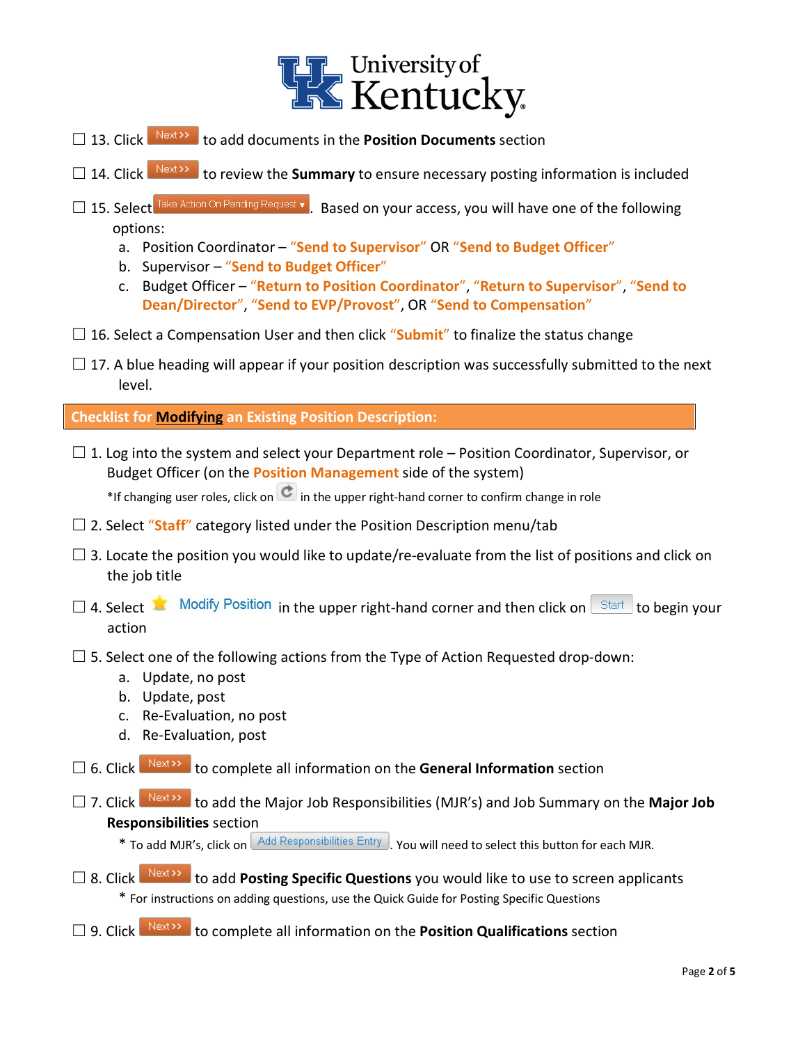☐ 13. Click Next >> to add documents in the **Position Documents** section

☐ 14. Click Next >> to review the **Summary** to ensure necessary posting information is included

☐ 15. Select Take Action On Pending Request ▾. Based on your access, you will have one of the following options:

   a. Position Coordinator – **"Send to Supervisor"** OR **"Send to Budget Officer"**
   b. Supervisor – **"Send to Budget Officer"**
   c. Budget Officer – **"Return to Position Coordinator"**, **"Return to Supervisor"**, **"Send to Dean/Director"**, **"Send to EVP/Provost"**, OR **"Send to Compensation"**

☐ 16. Select a Compensation User and then click **"Submit"** to finalize the status change

☐ 17. A blue heading will appear if your position description was successfully submitted to the next level.

## Checklist for Modifying an Existing Position Description:

☐ 1. Log into the system and select your Department role – Position Coordinator, Supervisor, or Budget Officer (on the **Position Management** side of the system)

*If changing user roles, click on ⟳ in the upper right-hand corner to confirm change in role

☐ 2. Select **"Staff"** category listed under the Position Description menu/tab

☐ 3. Locate the position you would like to update/re-evaluate from the list of positions and click on the job title

☐ 4. Select ★ Modify Position in the upper right-hand corner and then click on Start to begin your action

☐ 5. Select one of the following actions from the Type of Action Requested drop-down:

   a. Update, no post
   b. Update, post
   c. Re-Evaluation, no post
   d. Re-Evaluation, post

☐ 6. Click Next >> to complete all information on the **General Information** section

☐ 7. Click Next >> to add the Major Job Responsibilities (MJR's) and Job Summary on the **Major Job Responsibilities** section

* To add MJR's, click on Add Responsibilities Entry. You will need to select this button for each MJR.

☐ 8. Click Next >> to add **Posting Specific Questions** you would like to use to screen applicants

* For instructions on adding questions, use the Quick Guide for Posting Specific Questions

☐ 9. Click Next >> to complete all information on the **Position Qualifications** section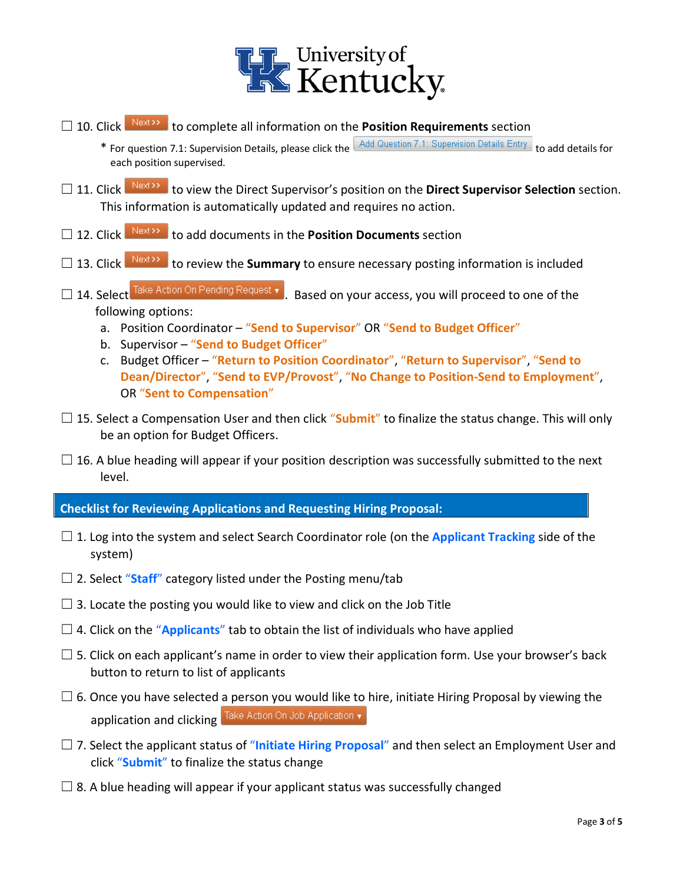☐ 10. Click Next >> to complete all information on the **Position Requirements** section

* For question 7.1: Supervision Details, please click the Add Question 7.1: Supervision Details Entry to add details for each position supervised.

☐ 11. Click Next >> to view the Direct Supervisor's position on the **Direct Supervisor Selection** section. This information is automatically updated and requires no action.

☐ 12. Click Next >> to add documents in the **Position Documents** section

☐ 13. Click Next >> to review the **Summary** to ensure necessary posting information is included

☐ 14. Select Take Action On Pending Request ▾. Based on your access, you will proceed to one of the following options:

a. Position Coordinator – **"Send to Supervisor"** OR **"Send to Budget Officer"**
b. Supervisor – **"Send to Budget Officer"**
c. Budget Officer – **"Return to Position Coordinator"**, **"Return to Supervisor"**, **"Send to Dean/Director"**, **"Send to EVP/Provost"**, **"No Change to Position-Send to Employment"**, OR **"Sent to Compensation"**

☐ 15. Select a Compensation User and then click **"Submit"** to finalize the status change. This will only be an option for Budget Officers.

☐ 16. A blue heading will appear if your position description was successfully submitted to the next level.

## Checklist for Reviewing Applications and Requesting Hiring Proposal:

☐ 1. Log into the system and select Search Coordinator role (on the **Applicant Tracking** side of the system)

☐ 2. Select **"Staff"** category listed under the Posting menu/tab

☐ 3. Locate the posting you would like to view and click on the Job Title

☐ 4. Click on the **"Applicants"** tab to obtain the list of individuals who have applied

☐ 5. Click on each applicant's name in order to view their application form. Use your browser's back button to return to list of applicants

☐ 6. Once you have selected a person you would like to hire, initiate Hiring Proposal by viewing the application and clicking Take Action On Job Application ▾

☐ 7. Select the applicant status of **"Initiate Hiring Proposal"** and then select an Employment User and click **"Submit"** to finalize the status change

☐ 8. A blue heading will appear if your applicant status was successfully changed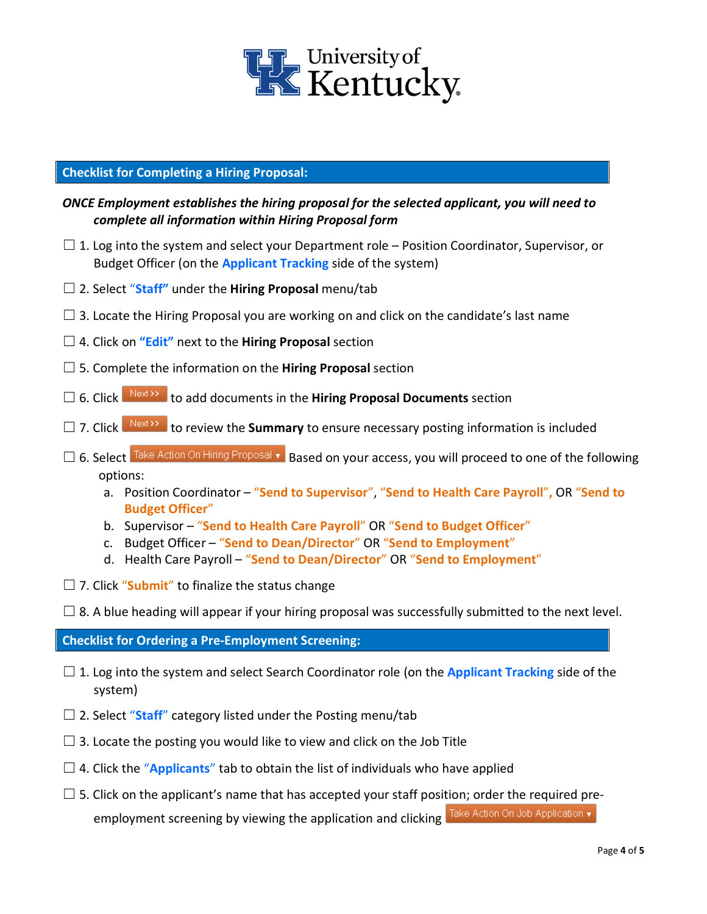University of Kentucky

## Checklist for Completing a Hiring Proposal:

***ONCE Employment establishes the hiring proposal for the selected applicant, you will need to complete all information within Hiring Proposal form***

☐ 1. Log into the system and select your Department role – Position Coordinator, Supervisor, or Budget Officer (on the **Applicant Tracking** side of the system)

☐ 2. Select **"Staff"** under the **Hiring Proposal** menu/tab

☐ 3. Locate the Hiring Proposal you are working on and click on the candidate's last name

☐ 4. Click on **"Edit"** next to the **Hiring Proposal** section

☐ 5. Complete the information on the **Hiring Proposal** section

☐ 6. Click [Next >>] to add documents in the **Hiring Proposal Documents** section

☐ 7. Click [Next >>] to review the **Summary** to ensure necessary posting information is included

☐ 6. Select [Take Action On Hiring Proposal ▾] Based on your access, you will proceed to one of the following options:

a. Position Coordinator – **"Send to Supervisor"**, **"Send to Health Care Payroll"**, OR **"Send to Budget Officer"**
b. Supervisor – **"Send to Health Care Payroll"** OR **"Send to Budget Officer"**
c. Budget Officer – **"Send to Dean/Director"** OR **"Send to Employment"**
d. Health Care Payroll – **"Send to Dean/Director"** OR **"Send to Employment"**

☐ 7. Click **"Submit"** to finalize the status change

☐ 8. A blue heading will appear if your hiring proposal was successfully submitted to the next level.

## Checklist for Ordering a Pre-Employment Screening:

☐ 1. Log into the system and select Search Coordinator role (on the **Applicant Tracking** side of the system)

☐ 2. Select **"Staff"** category listed under the Posting menu/tab

☐ 3. Locate the posting you would like to view and click on the Job Title

☐ 4. Click the **"Applicants"** tab to obtain the list of individuals who have applied

☐ 5. Click on the applicant's name that has accepted your staff position; order the required pre-employment screening by viewing the application and clicking [Take Action On Job Application ▾]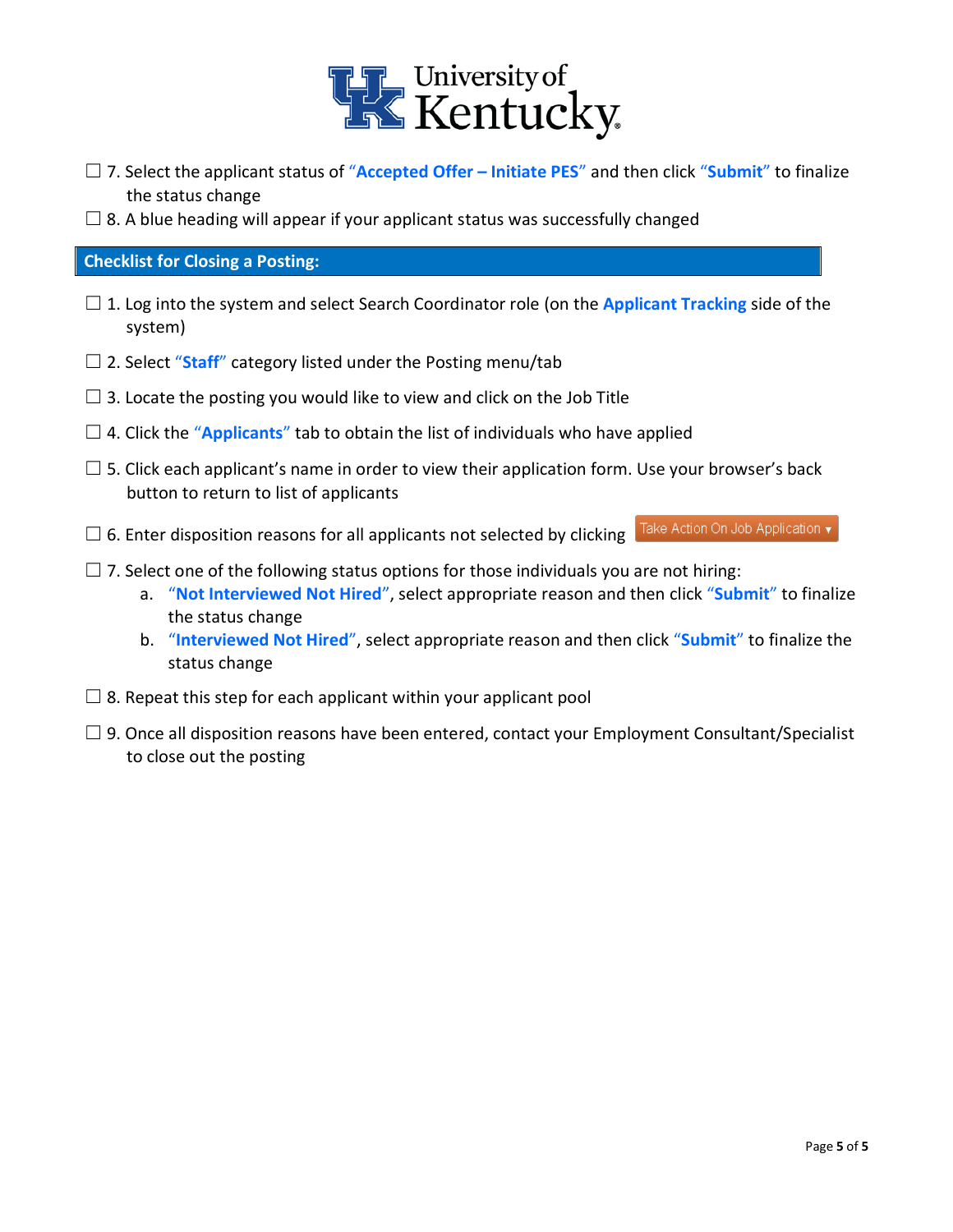University of Kentucky

☐ 7. Select the applicant status of "**Accepted Offer – Initiate PES**" and then click "**Submit**" to finalize the status change

☐ 8. A blue heading will appear if your applicant status was successfully changed

## Checklist for Closing a Posting:

☐ 1. Log into the system and select Search Coordinator role (on the **Applicant Tracking** side of the system)

☐ 2. Select "**Staff**" category listed under the Posting menu/tab

☐ 3. Locate the posting you would like to view and click on the Job Title

☐ 4. Click the "**Applicants**" tab to obtain the list of individuals who have applied

☐ 5. Click each applicant's name in order to view their application form. Use your browser's back button to return to list of applicants

☐ 6. Enter disposition reasons for all applicants not selected by clicking Take Action On Job Application ▾

☐ 7. Select one of the following status options for those individuals you are not hiring:

a. "**Not Interviewed Not Hired**", select appropriate reason and then click "**Submit**" to finalize the status change

b. "**Interviewed Not Hired**", select appropriate reason and then click "**Submit**" to finalize the status change

☐ 8. Repeat this step for each applicant within your applicant pool

☐ 9. Once all disposition reasons have been entered, contact your Employment Consultant/Specialist to close out the posting